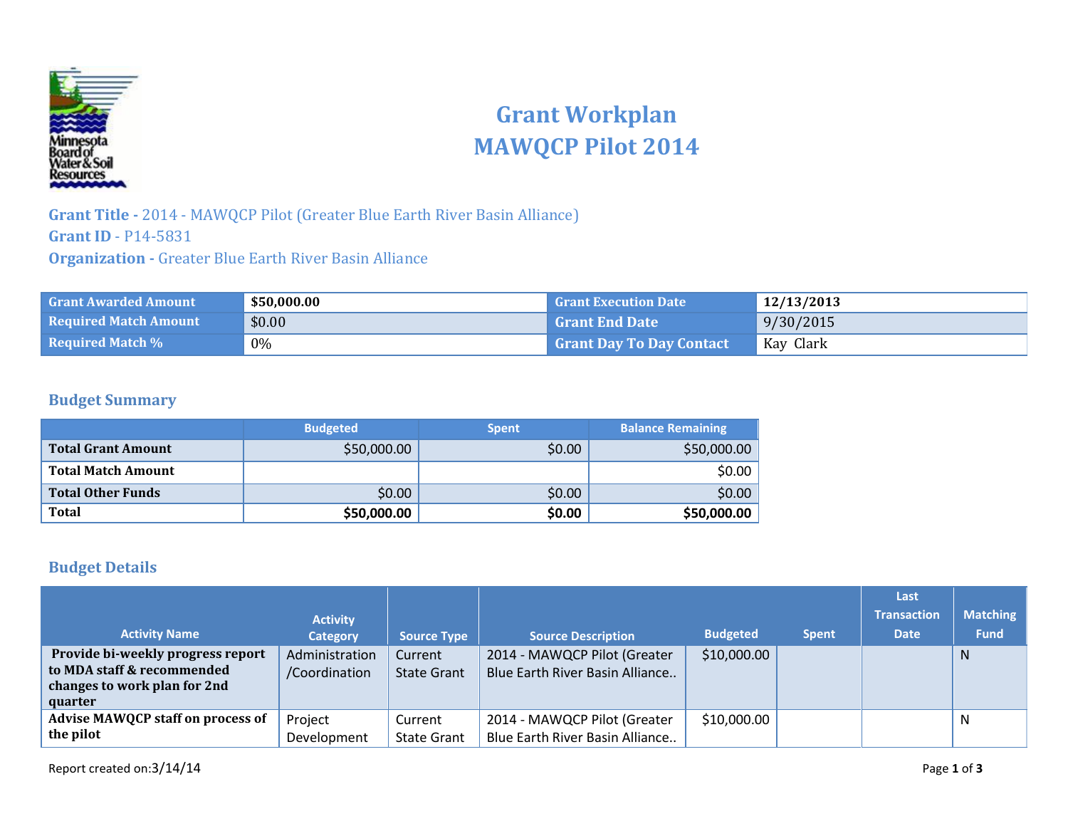# Grant Workplan
# MAWQCP Pilot 2014

**Grant Title -** 2014 - MAWQCP Pilot (Greater Blue Earth River Basin Alliance)
**Grant ID** - P14-5831
**Organization -** Greater Blue Earth River Basin Alliance

| | | | |
|---|---|---|---|
| **Grant Awarded Amount** | **$50,000.00** | **Grant Execution Date** | **12/13/2013** |
| **Required Match Amount** | $0.00 | **Grant End Date** | 9/30/2015 |
| **Required Match %** | 0% | **Grant Day To Day Contact** | Kay Clark |

## Budget Summary

| | Budgeted | Spent | Balance Remaining |
|---|---|---|---|
| **Total Grant Amount** | $50,000.00 | $0.00 | $50,000.00 |
| **Total Match Amount** | | | $0.00 |
| **Total Other Funds** | $0.00 | $0.00 | $0.00 |
| **Total** | **$50,000.00** | **$0.00** | **$50,000.00** |

## Budget Details

| Activity Name | Activity Category | Source Type | Source Description | Budgeted | Spent | Last Transaction Date | Matching Fund |
|---|---|---|---|---|---|---|---|
| **Provide bi-weekly progress report to MDA staff & recommended changes to work plan for 2nd quarter** | Administration /Coordination | Current State Grant | 2014 - MAWQCP Pilot (Greater Blue Earth River Basin Alliance.. | $10,000.00 | | | N |
| **Advise MAWQCP staff on process of the pilot** | Project Development | Current State Grant | 2014 - MAWQCP Pilot (Greater Blue Earth River Basin Alliance.. | $10,000.00 | | | N |

Report created on:3/14/14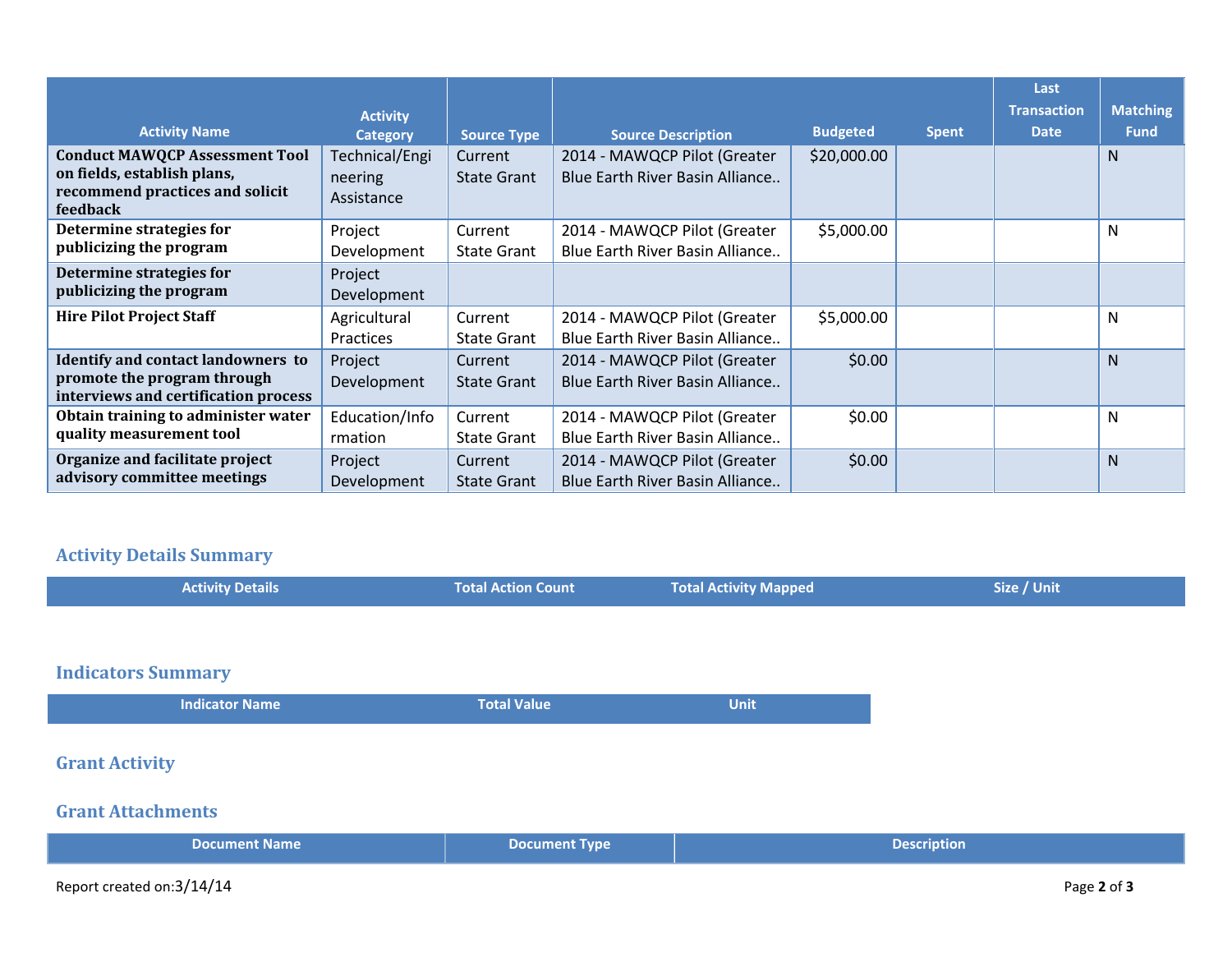| Activity Name | Activity Category | Source Type | Source Description | Budgeted | Spent | Last Transaction Date | Matching Fund |
|---|---|---|---|---|---|---|---|
| **Conduct MAWQCP Assessment Tool on fields, establish plans, recommend practices and solicit feedback** | Technical/Engineering Assistance | Current State Grant | 2014 - MAWQCP Pilot (Greater Blue Earth River Basin Alliance.. | $20,000.00 | | | N |
| **Determine strategies for publicizing the program** | Project Development | Current State Grant | 2014 - MAWQCP Pilot (Greater Blue Earth River Basin Alliance.. | $5,000.00 | | | N |
| **Determine strategies for publicizing the program** | Project Development | | | | | | |
| **Hire Pilot Project Staff** | Agricultural Practices | Current State Grant | 2014 - MAWQCP Pilot (Greater Blue Earth River Basin Alliance.. | $5,000.00 | | | N |
| **Identify and contact landowners to promote the program through interviews and certification process** | Project Development | Current State Grant | 2014 - MAWQCP Pilot (Greater Blue Earth River Basin Alliance.. | $0.00 | | | N |
| **Obtain training to administer water quality measurement tool** | Education/Information | Current State Grant | 2014 - MAWQCP Pilot (Greater Blue Earth River Basin Alliance.. | $0.00 | | | N |
| **Organize and facilitate project advisory committee meetings** | Project Development | Current State Grant | 2014 - MAWQCP Pilot (Greater Blue Earth River Basin Alliance.. | $0.00 | | | N |

## Activity Details Summary

| Activity Details | Total Action Count | Total Activity Mapped | Size / Unit |
|---|---|---|---|

## Indicators Summary

| Indicator Name | Total Value | Unit |
|---|---|---|

## Grant Activity

## Grant Attachments

| Document Name | Document Type | Description |
|---|---|---|

Report created on:3/14/14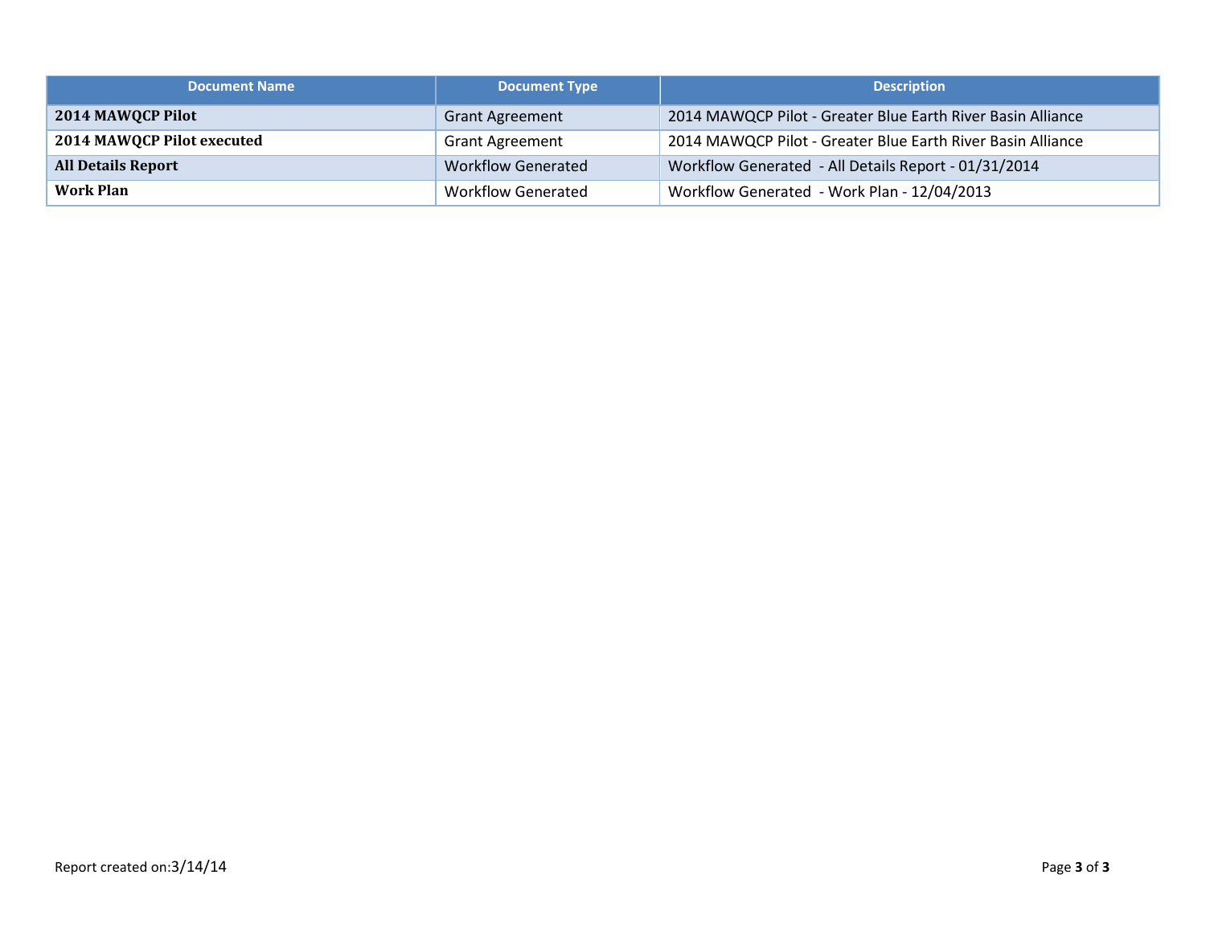| Document Name | Document Type | Description |
|---|---|---|
| **2014 MAWQCP Pilot** | Grant Agreement | 2014 MAWQCP Pilot - Greater Blue Earth River Basin Alliance |
| **2014 MAWQCP Pilot executed** | Grant Agreement | 2014 MAWQCP Pilot - Greater Blue Earth River Basin Alliance |
| **All Details Report** | Workflow Generated | Workflow Generated - All Details Report - 01/31/2014 |
| **Work Plan** | Workflow Generated | Workflow Generated - Work Plan - 12/04/2013 |

Report created on:3/14/14